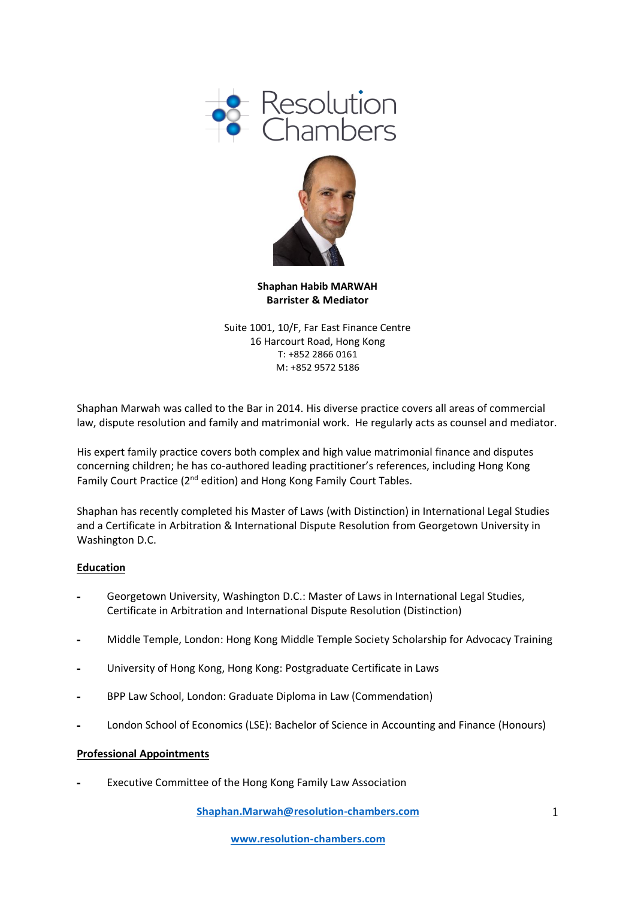Resolution Chambers

**Shaphan Habib MARWAH**
**Barrister & Mediator**

Suite 1001, 10/F, Far East Finance Centre
16 Harcourt Road, Hong Kong
T: +852 2866 0161
M: +852 9572 5186

Shaphan Marwah was called to the Bar in 2014. His diverse practice covers all areas of commercial law, dispute resolution and family and matrimonial work. He regularly acts as counsel and mediator.

His expert family practice covers both complex and high value matrimonial finance and disputes concerning children; he has co-authored leading practitioner's references, including Hong Kong Family Court Practice (2nd edition) and Hong Kong Family Court Tables.

Shaphan has recently completed his Master of Laws (with Distinction) in International Legal Studies and a Certificate in Arbitration & International Dispute Resolution from Georgetown University in Washington D.C.

## Education

- Georgetown University, Washington D.C.: Master of Laws in International Legal Studies, Certificate in Arbitration and International Dispute Resolution (Distinction)
- Middle Temple, London: Hong Kong Middle Temple Society Scholarship for Advocacy Training
- University of Hong Kong, Hong Kong: Postgraduate Certificate in Laws
- BPP Law School, London: Graduate Diploma in Law (Commendation)
- London School of Economics (LSE): Bachelor of Science in Accounting and Finance (Honours)

## Professional Appointments

- Executive Committee of the Hong Kong Family Law Association

Shaphan.Marwah@resolution-chambers.com

www.resolution-chambers.com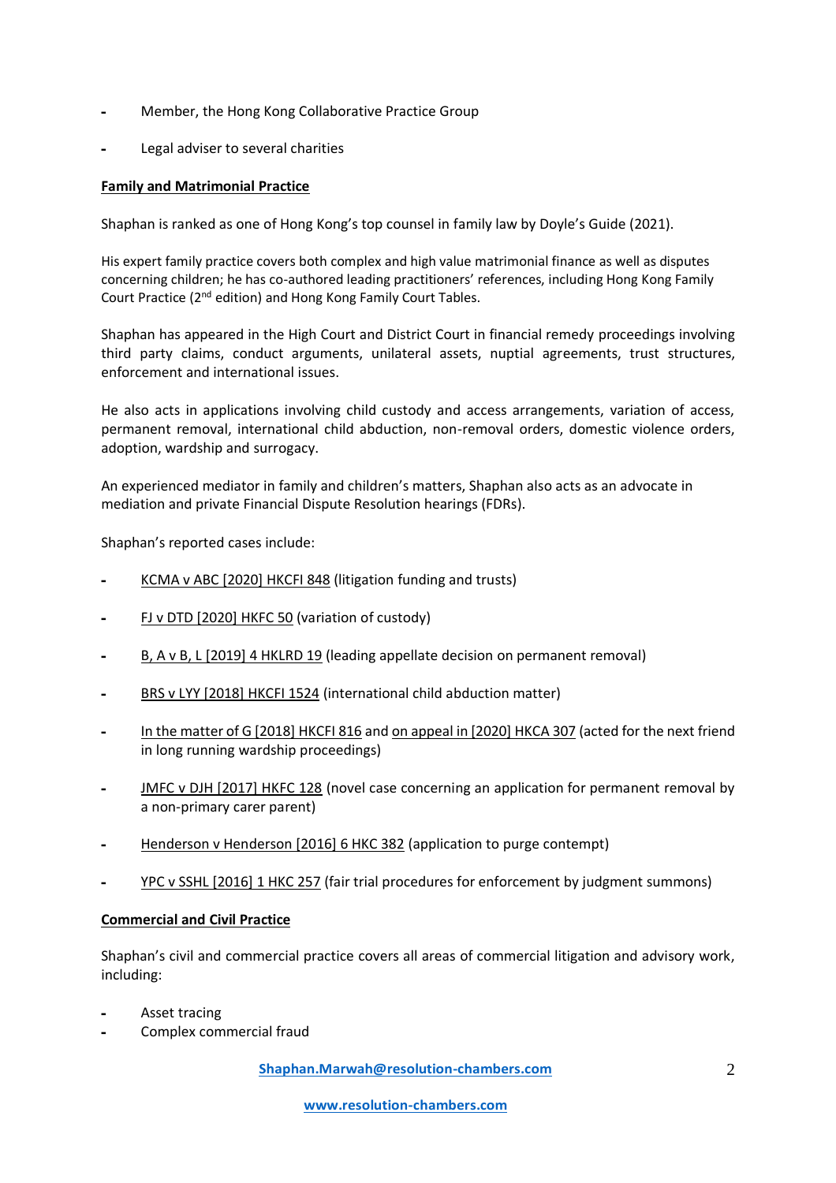- Member, the Hong Kong Collaborative Practice Group
- Legal adviser to several charities

**Family and Matrimonial Practice**

Shaphan is ranked as one of Hong Kong's top counsel in family law by Doyle's Guide (2021).

His expert family practice covers both complex and high value matrimonial finance as well as disputes concerning children; he has co-authored leading practitioners' references, including Hong Kong Family Court Practice (2nd edition) and Hong Kong Family Court Tables.

Shaphan has appeared in the High Court and District Court in financial remedy proceedings involving third party claims, conduct arguments, unilateral assets, nuptial agreements, trust structures, enforcement and international issues.

He also acts in applications involving child custody and access arrangements, variation of access, permanent removal, international child abduction, non-removal orders, domestic violence orders, adoption, wardship and surrogacy.

An experienced mediator in family and children's matters, Shaphan also acts as an advocate in mediation and private Financial Dispute Resolution hearings (FDRs).

Shaphan's reported cases include:

- KCMA v ABC [2020] HKCFI 848 (litigation funding and trusts)
- FJ v DTD [2020] HKFC 50 (variation of custody)
- B, A v B, L [2019] 4 HKLRD 19 (leading appellate decision on permanent removal)
- BRS v LYY [2018] HKCFI 1524 (international child abduction matter)
- In the matter of G [2018] HKCFI 816 and on appeal in [2020] HKCA 307 (acted for the next friend in long running wardship proceedings)
- JMFC v DJH [2017] HKFC 128 (novel case concerning an application for permanent removal by a non-primary carer parent)
- Henderson v Henderson [2016] 6 HKC 382 (application to purge contempt)
- YPC v SSHL [2016] 1 HKC 257 (fair trial procedures for enforcement by judgment summons)

**Commercial and Civil Practice**

Shaphan's civil and commercial practice covers all areas of commercial litigation and advisory work, including:

- Asset tracing
- Complex commercial fraud

Shaphan.Marwah@resolution-chambers.com

www.resolution-chambers.com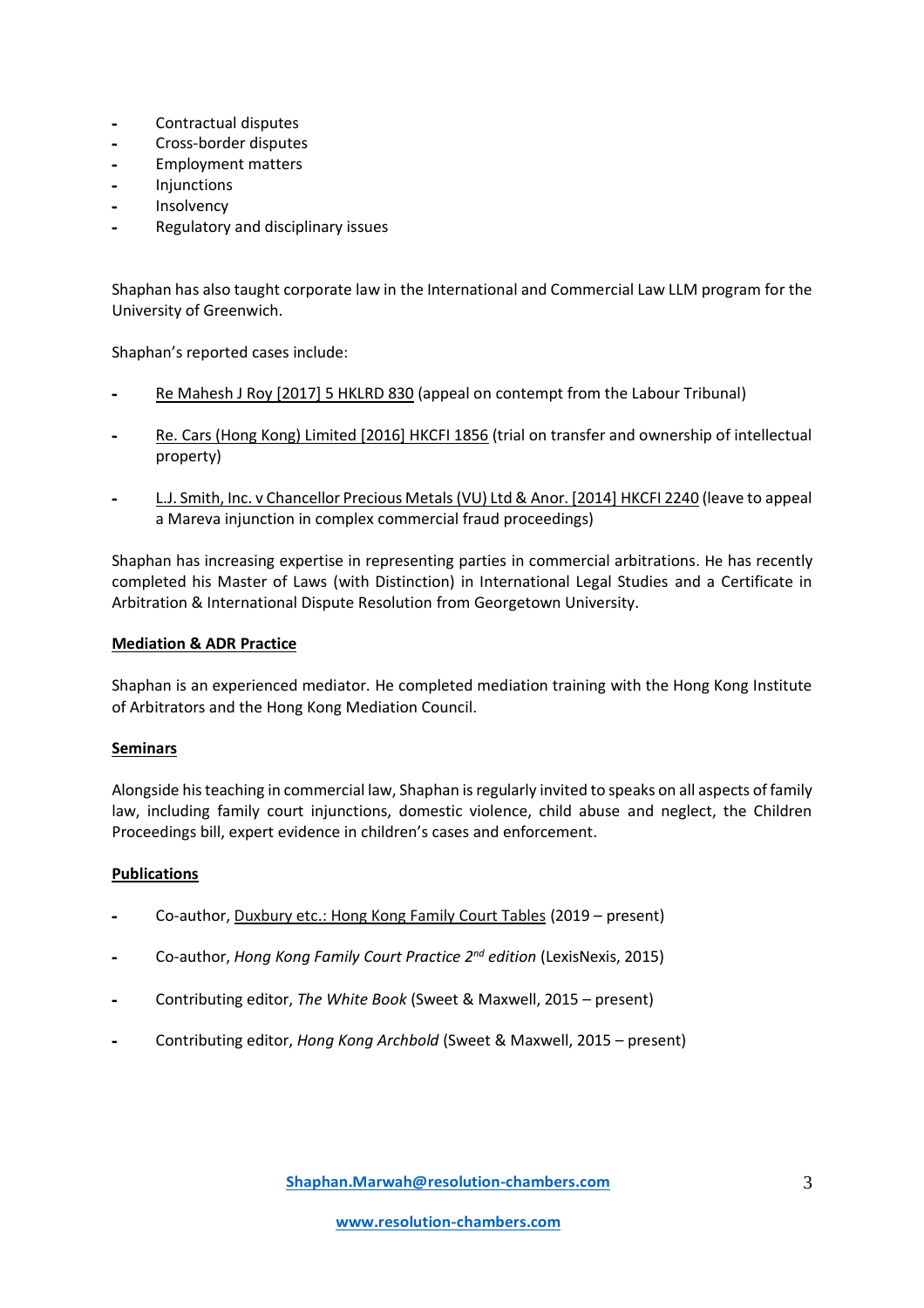- Contractual disputes
- Cross-border disputes
- Employment matters
- Injunctions
- Insolvency
- Regulatory and disciplinary issues

Shaphan has also taught corporate law in the International and Commercial Law LLM program for the University of Greenwich.

Shaphan's reported cases include:

- Re Mahesh J Roy [2017] 5 HKLRD 830 (appeal on contempt from the Labour Tribunal)

- Re. Cars (Hong Kong) Limited [2016] HKCFI 1856 (trial on transfer and ownership of intellectual property)

- L.J. Smith, Inc. v Chancellor Precious Metals (VU) Ltd & Anor. [2014] HKCFI 2240 (leave to appeal a Mareva injunction in complex commercial fraud proceedings)

Shaphan has increasing expertise in representing parties in commercial arbitrations. He has recently completed his Master of Laws (with Distinction) in International Legal Studies and a Certificate in Arbitration & International Dispute Resolution from Georgetown University.

**Mediation & ADR Practice**

Shaphan is an experienced mediator. He completed mediation training with the Hong Kong Institute of Arbitrators and the Hong Kong Mediation Council.

**Seminars**

Alongside his teaching in commercial law, Shaphan is regularly invited to speaks on all aspects of family law, including family court injunctions, domestic violence, child abuse and neglect, the Children Proceedings bill, expert evidence in children's cases and enforcement.

**Publications**

- Co-author, Duxbury etc.: Hong Kong Family Court Tables (2019 – present)

- Co-author, *Hong Kong Family Court Practice 2nd edition* (LexisNexis, 2015)

- Contributing editor, *The White Book* (Sweet & Maxwell, 2015 – present)

- Contributing editor, *Hong Kong Archbold* (Sweet & Maxwell, 2015 – present)

**Shaphan.Marwah@resolution-chambers.com**

**www.resolution-chambers.com**